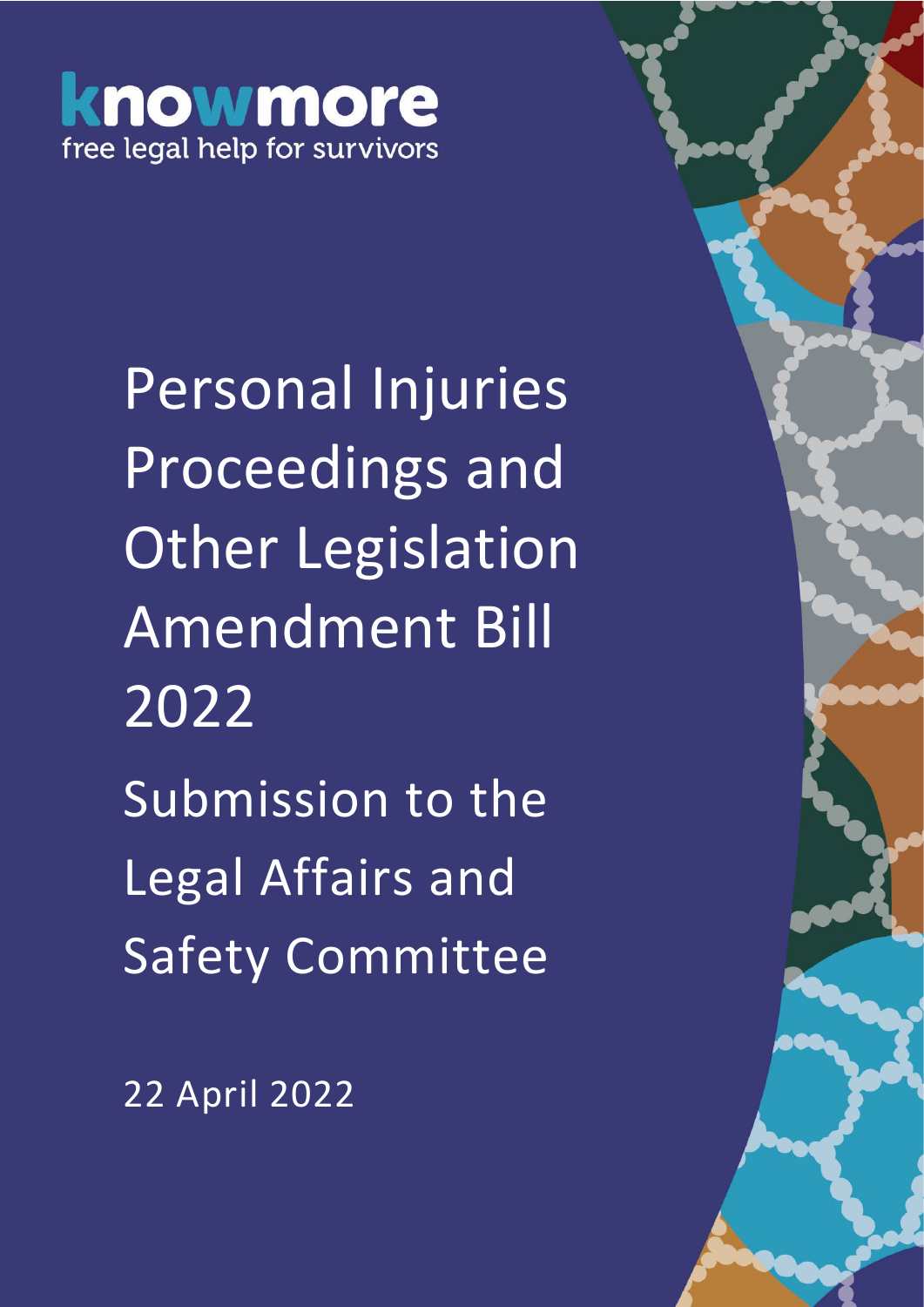knowmore

free legal help for survivors

# Personal Injuries Proceedings and Other Legislation Amendment Bill 2022

## Submission to the Legal Affairs and Safety Committee

22 April 2022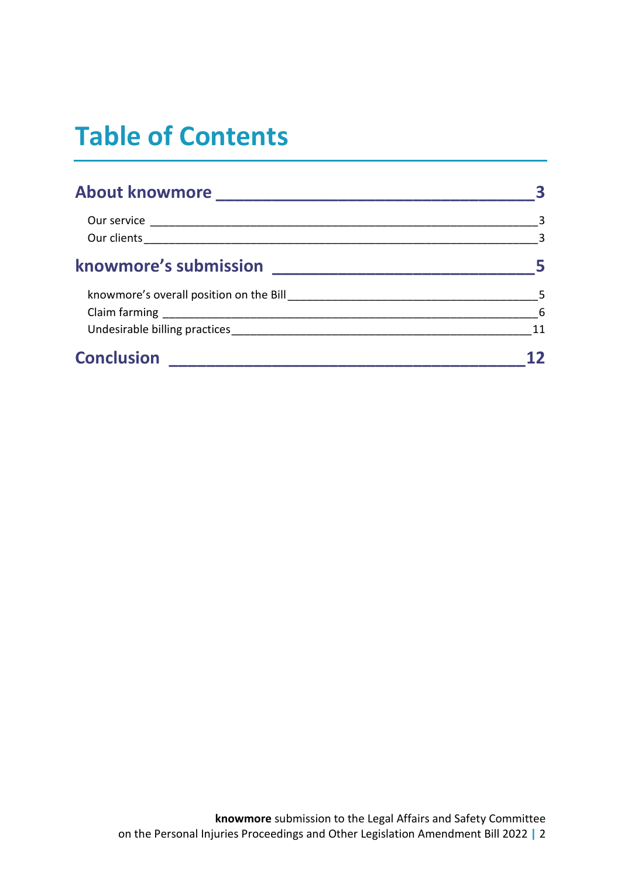# Table of Contents

**About knowmore** ______________________________ 3

- Our service ______________________________ 3
- Our clients ______________________________ 3

**knowmore's submission** ______________________________ 5

- knowmore's overall position on the Bill ______________________________ 5
- Claim farming ______________________________ 6
- Undesirable billing practices ______________________________ 11

**Conclusion** ______________________________ 12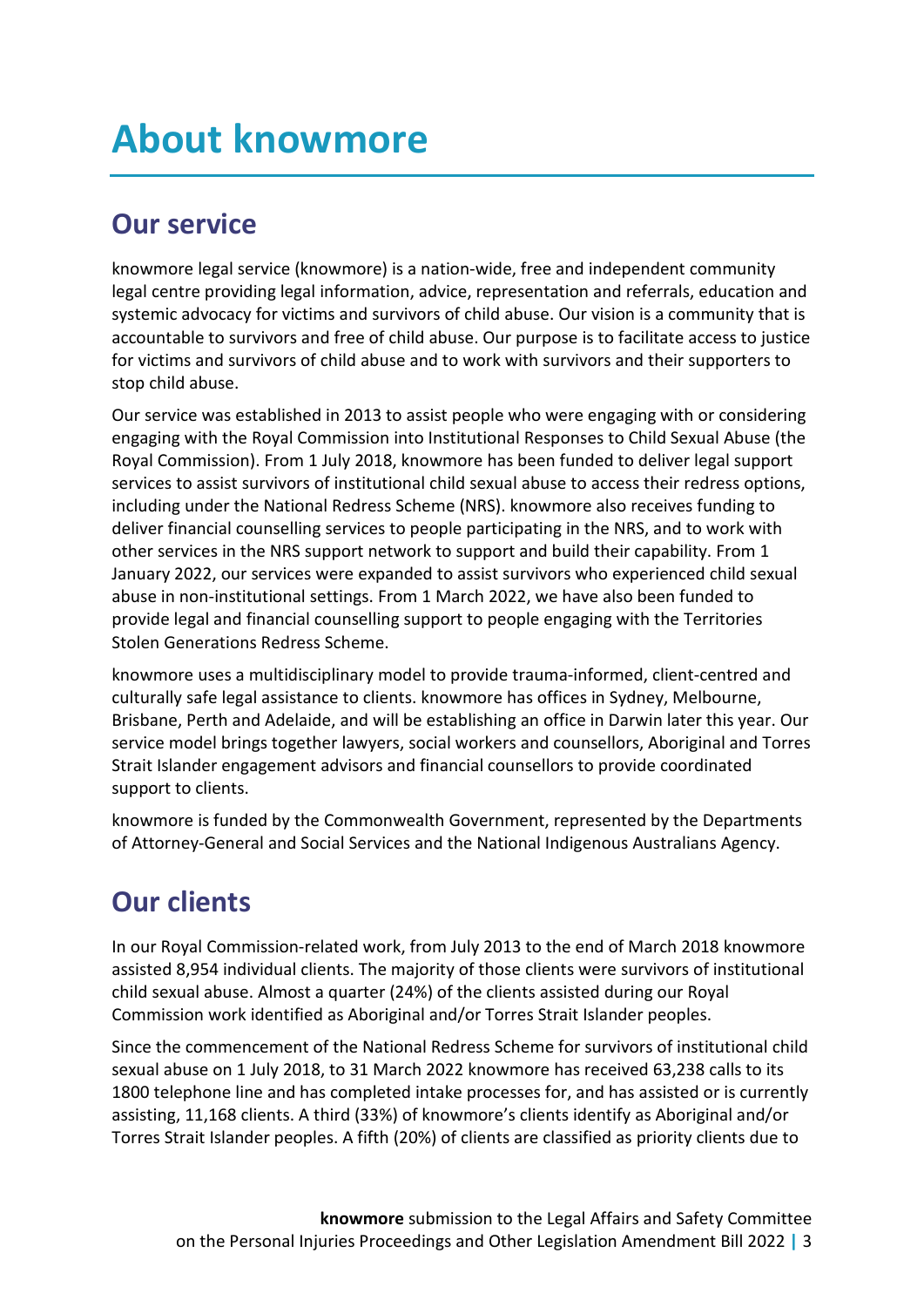# About knowmore

## Our service

knowmore legal service (knowmore) is a nation-wide, free and independent community legal centre providing legal information, advice, representation and referrals, education and systemic advocacy for victims and survivors of child abuse. Our vision is a community that is accountable to survivors and free of child abuse. Our purpose is to facilitate access to justice for victims and survivors of child abuse and to work with survivors and their supporters to stop child abuse.

Our service was established in 2013 to assist people who were engaging with or considering engaging with the Royal Commission into Institutional Responses to Child Sexual Abuse (the Royal Commission). From 1 July 2018, knowmore has been funded to deliver legal support services to assist survivors of institutional child sexual abuse to access their redress options, including under the National Redress Scheme (NRS). knowmore also receives funding to deliver financial counselling services to people participating in the NRS, and to work with other services in the NRS support network to support and build their capability. From 1 January 2022, our services were expanded to assist survivors who experienced child sexual abuse in non-institutional settings. From 1 March 2022, we have also been funded to provide legal and financial counselling support to people engaging with the Territories Stolen Generations Redress Scheme.

knowmore uses a multidisciplinary model to provide trauma-informed, client-centred and culturally safe legal assistance to clients. knowmore has offices in Sydney, Melbourne, Brisbane, Perth and Adelaide, and will be establishing an office in Darwin later this year. Our service model brings together lawyers, social workers and counsellors, Aboriginal and Torres Strait Islander engagement advisors and financial counsellors to provide coordinated support to clients.

knowmore is funded by the Commonwealth Government, represented by the Departments of Attorney-General and Social Services and the National Indigenous Australians Agency.

## Our clients

In our Royal Commission-related work, from July 2013 to the end of March 2018 knowmore assisted 8,954 individual clients. The majority of those clients were survivors of institutional child sexual abuse. Almost a quarter (24%) of the clients assisted during our Royal Commission work identified as Aboriginal and/or Torres Strait Islander peoples.

Since the commencement of the National Redress Scheme for survivors of institutional child sexual abuse on 1 July 2018, to 31 March 2022 knowmore has received 63,238 calls to its 1800 telephone line and has completed intake processes for, and has assisted or is currently assisting, 11,168 clients. A third (33%) of knowmore's clients identify as Aboriginal and/or Torres Strait Islander peoples. A fifth (20%) of clients are classified as priority clients due to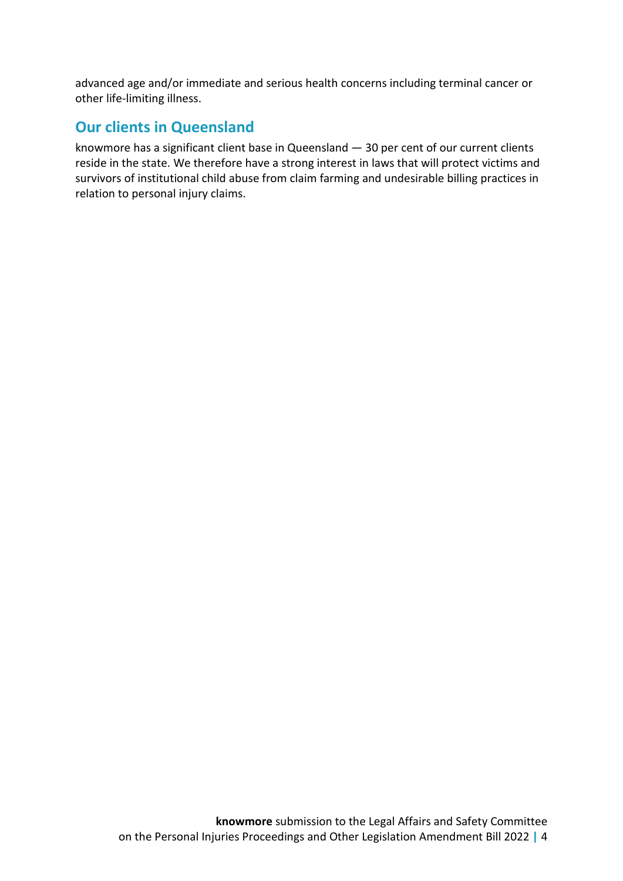advanced age and/or immediate and serious health concerns including terminal cancer or other life-limiting illness.

## Our clients in Queensland

knowmore has a significant client base in Queensland — 30 per cent of our current clients reside in the state. We therefore have a strong interest in laws that will protect victims and survivors of institutional child abuse from claim farming and undesirable billing practices in relation to personal injury claims.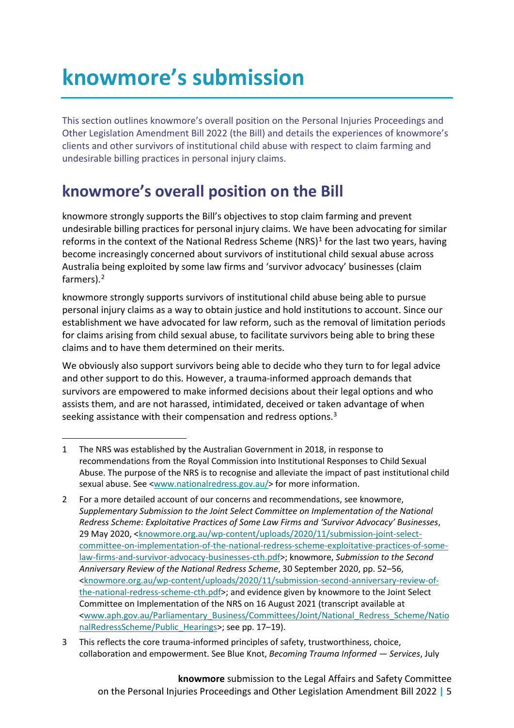# knowmore's submission

This section outlines knowmore's overall position on the Personal Injuries Proceedings and Other Legislation Amendment Bill 2022 (the Bill) and details the experiences of knowmore's clients and other survivors of institutional child abuse with respect to claim farming and undesirable billing practices in personal injury claims.

## knowmore's overall position on the Bill

knowmore strongly supports the Bill's objectives to stop claim farming and prevent undesirable billing practices for personal injury claims. We have been advocating for similar reforms in the context of the National Redress Scheme (NRS)[1] for the last two years, having become increasingly concerned about survivors of institutional child sexual abuse across Australia being exploited by some law firms and 'survivor advocacy' businesses (claim farmers).[2]

knowmore strongly supports survivors of institutional child abuse being able to pursue personal injury claims as a way to obtain justice and hold institutions to account. Since our establishment we have advocated for law reform, such as the removal of limitation periods for claims arising from child sexual abuse, to facilitate survivors being able to bring these claims and to have them determined on their merits.

We obviously also support survivors being able to decide who they turn to for legal advice and other support to do this. However, a trauma-informed approach demands that survivors are empowered to make informed decisions about their legal options and who assists them, and are not harassed, intimidated, deceived or taken advantage of when seeking assistance with their compensation and redress options.[3]

---

1 The NRS was established by the Australian Government in 2018, in response to recommendations from the Royal Commission into Institutional Responses to Child Sexual Abuse. The purpose of the NRS is to recognise and alleviate the impact of past institutional child sexual abuse. See <www.nationalredress.gov.au/> for more information.

2 For a more detailed account of our concerns and recommendations, see knowmore, *Supplementary Submission to the Joint Select Committee on Implementation of the National Redress Scheme: Exploitative Practices of Some Law Firms and 'Survivor Advocacy' Businesses*, 29 May 2020, <knowmore.org.au/wp-content/uploads/2020/11/submission-joint-select-committee-on-implementation-of-the-national-redress-scheme-exploitative-practices-of-some-law-firms-and-survivor-advocacy-businesses-cth.pdf>; knowmore, *Submission to the Second Anniversary Review of the National Redress Scheme*, 30 September 2020, pp. 52–56, <knowmore.org.au/wp-content/uploads/2020/11/submission-second-anniversary-review-of-the-national-redress-scheme-cth.pdf>; and evidence given by knowmore to the Joint Select Committee on Implementation of the NRS on 16 August 2021 (transcript available at <www.aph.gov.au/Parliamentary_Business/Committees/Joint/National_Redress_Scheme/NationalRedressScheme/Public_Hearings>; see pp. 17–19).

3 This reflects the core trauma-informed principles of safety, trustworthiness, choice, collaboration and empowerment. See Blue Knot, *Becoming Trauma Informed — Services*, July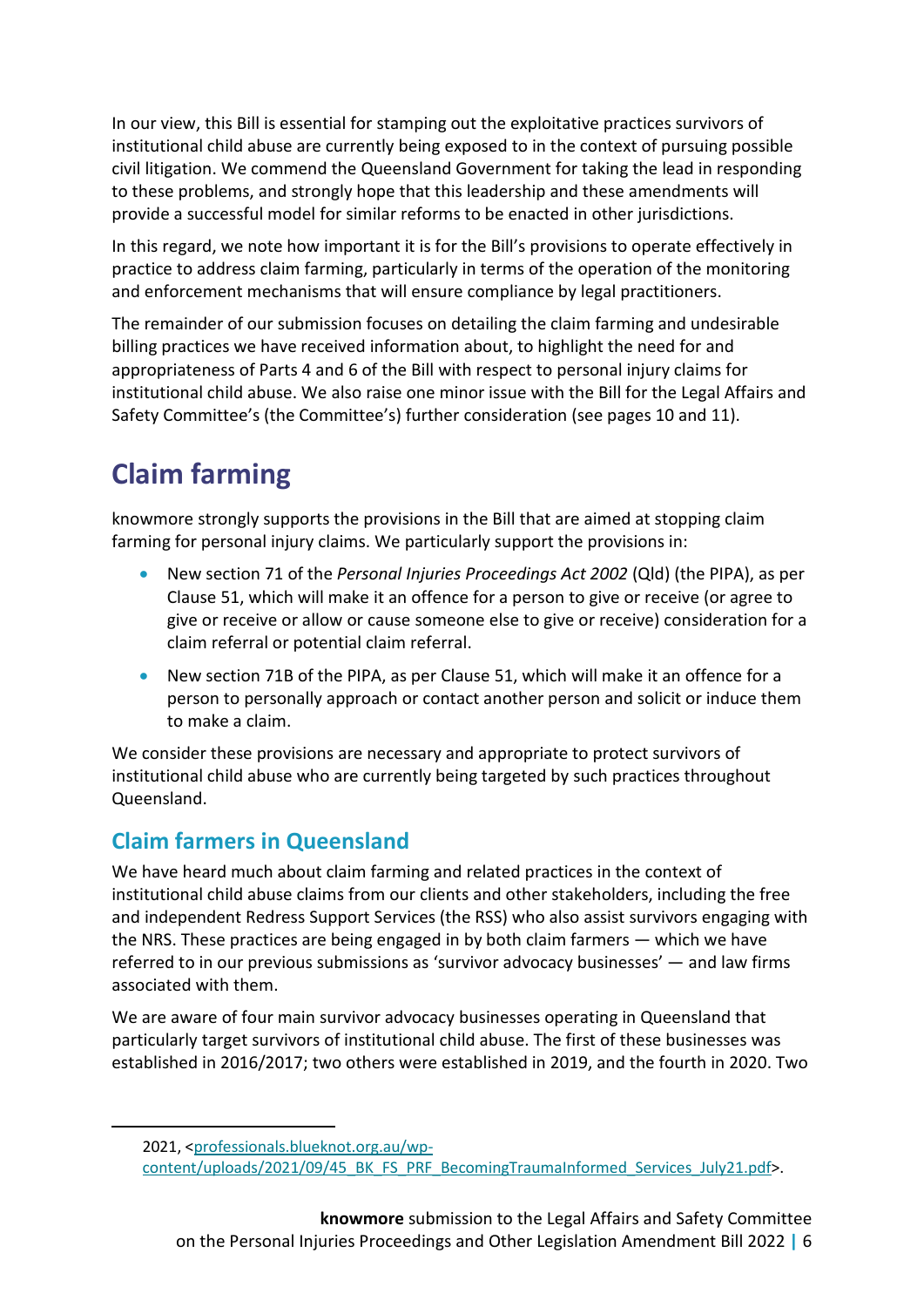In our view, this Bill is essential for stamping out the exploitative practices survivors of institutional child abuse are currently being exposed to in the context of pursuing possible civil litigation. We commend the Queensland Government for taking the lead in responding to these problems, and strongly hope that this leadership and these amendments will provide a successful model for similar reforms to be enacted in other jurisdictions.

In this regard, we note how important it is for the Bill's provisions to operate effectively in practice to address claim farming, particularly in terms of the operation of the monitoring and enforcement mechanisms that will ensure compliance by legal practitioners.

The remainder of our submission focuses on detailing the claim farming and undesirable billing practices we have received information about, to highlight the need for and appropriateness of Parts 4 and 6 of the Bill with respect to personal injury claims for institutional child abuse. We also raise one minor issue with the Bill for the Legal Affairs and Safety Committee's (the Committee's) further consideration (see pages 10 and 11).

# Claim farming

knowmore strongly supports the provisions in the Bill that are aimed at stopping claim farming for personal injury claims. We particularly support the provisions in:

- New section 71 of the *Personal Injuries Proceedings Act 2002* (Qld) (the PIPA), as per Clause 51, which will make it an offence for a person to give or receive (or agree to give or receive or allow or cause someone else to give or receive) consideration for a claim referral or potential claim referral.
- New section 71B of the PIPA, as per Clause 51, which will make it an offence for a person to personally approach or contact another person and solicit or induce them to make a claim.

We consider these provisions are necessary and appropriate to protect survivors of institutional child abuse who are currently being targeted by such practices throughout Queensland.

## Claim farmers in Queensland

We have heard much about claim farming and related practices in the context of institutional child abuse claims from our clients and other stakeholders, including the free and independent Redress Support Services (the RSS) who also assist survivors engaging with the NRS. These practices are being engaged in by both claim farmers — which we have referred to in our previous submissions as 'survivor advocacy businesses' — and law firms associated with them.

We are aware of four main survivor advocacy businesses operating in Queensland that particularly target survivors of institutional child abuse. The first of these businesses was established in 2016/2017; two others were established in 2019, and the fourth in 2020. Two

2021, <professionals.blueknot.org.au/wp-content/uploads/2021/09/45_BK_FS_PRF_BecomingTraumaInformed_Services_July21.pdf>.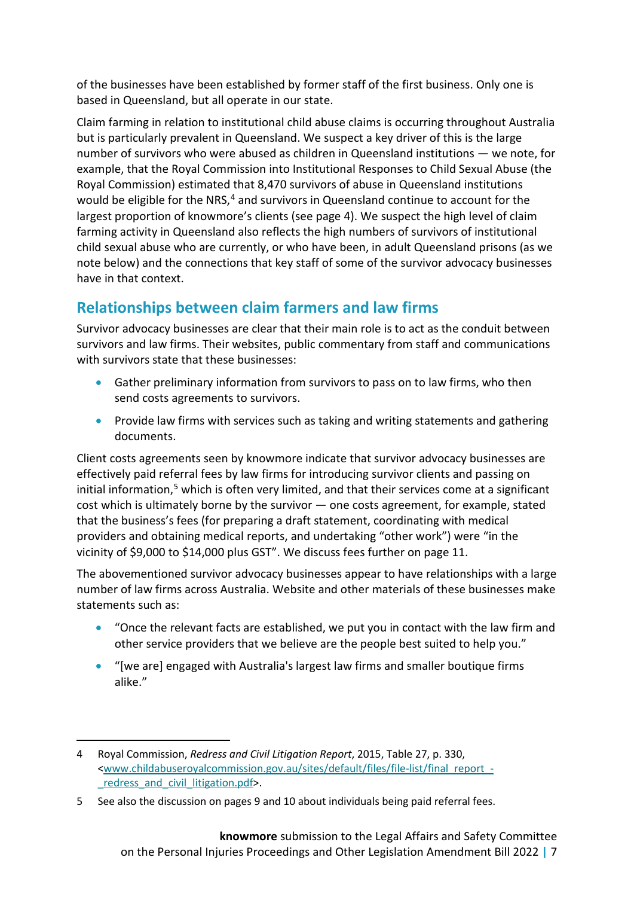of the businesses have been established by former staff of the first business. Only one is based in Queensland, but all operate in our state.

Claim farming in relation to institutional child abuse claims is occurring throughout Australia but is particularly prevalent in Queensland. We suspect a key driver of this is the large number of survivors who were abused as children in Queensland institutions — we note, for example, that the Royal Commission into Institutional Responses to Child Sexual Abuse (the Royal Commission) estimated that 8,470 survivors of abuse in Queensland institutions would be eligible for the NRS,[4] and survivors in Queensland continue to account for the largest proportion of knowmore's clients (see page 4). We suspect the high level of claim farming activity in Queensland also reflects the high numbers of survivors of institutional child sexual abuse who are currently, or who have been, in adult Queensland prisons (as we note below) and the connections that key staff of some of the survivor advocacy businesses have in that context.

## Relationships between claim farmers and law firms

Survivor advocacy businesses are clear that their main role is to act as the conduit between survivors and law firms. Their websites, public commentary from staff and communications with survivors state that these businesses:

- Gather preliminary information from survivors to pass on to law firms, who then send costs agreements to survivors.
- Provide law firms with services such as taking and writing statements and gathering documents.

Client costs agreements seen by knowmore indicate that survivor advocacy businesses are effectively paid referral fees by law firms for introducing survivor clients and passing on initial information,[5] which is often very limited, and that their services come at a significant cost which is ultimately borne by the survivor — one costs agreement, for example, stated that the business's fees (for preparing a draft statement, coordinating with medical providers and obtaining medical reports, and undertaking "other work") were "in the vicinity of $9,000 to $14,000 plus GST". We discuss fees further on page 11.

The abovementioned survivor advocacy businesses appear to have relationships with a large number of law firms across Australia. Website and other materials of these businesses make statements such as:

- "Once the relevant facts are established, we put you in contact with the law firm and other service providers that we believe are the people best suited to help you."
- "[we are] engaged with Australia's largest law firms and smaller boutique firms alike."

---

4 Royal Commission, *Redress and Civil Litigation Report*, 2015, Table 27, p. 330, <www.childabuseroyalcommission.gov.au/sites/default/files/file-list/final_report_-_redress_and_civil_litigation.pdf>.

5 See also the discussion on pages 9 and 10 about individuals being paid referral fees.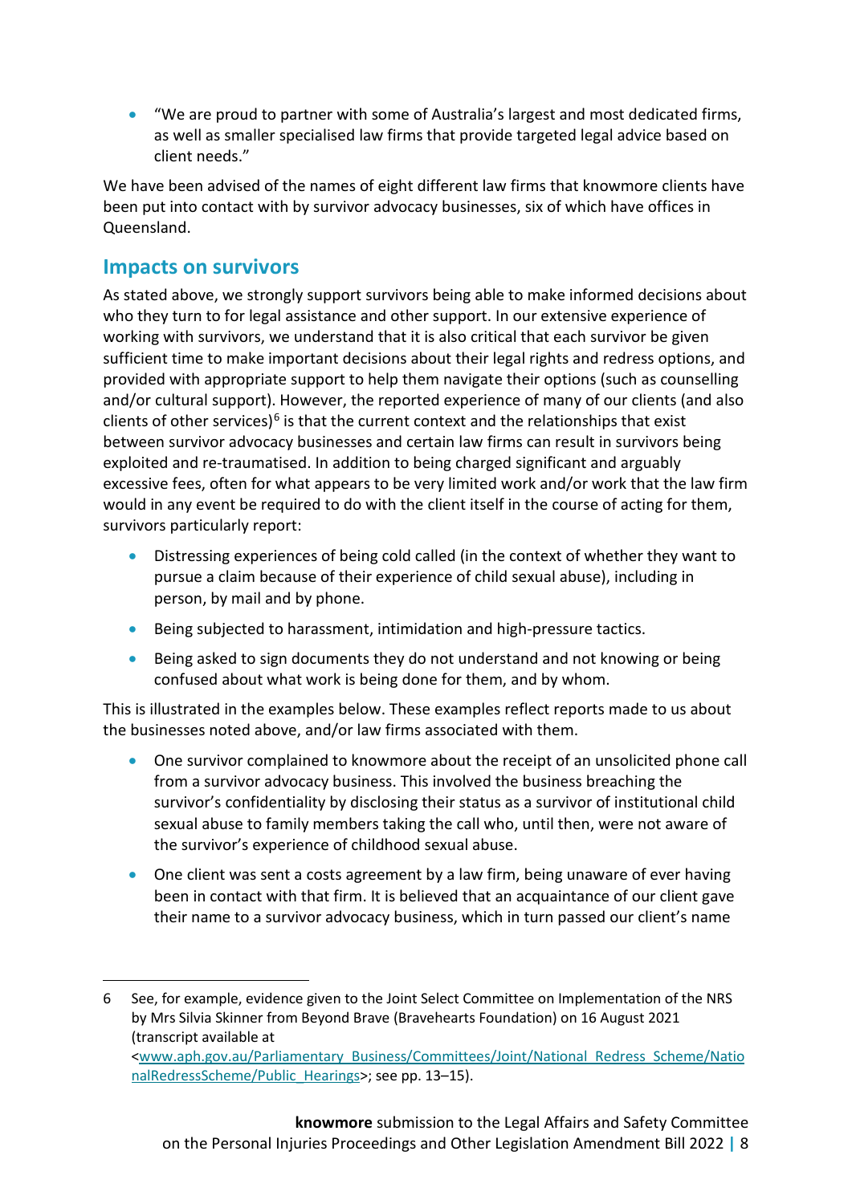- "We are proud to partner with some of Australia's largest and most dedicated firms, as well as smaller specialised law firms that provide targeted legal advice based on client needs."

We have been advised of the names of eight different law firms that knowmore clients have been put into contact with by survivor advocacy businesses, six of which have offices in Queensland.

## Impacts on survivors

As stated above, we strongly support survivors being able to make informed decisions about who they turn to for legal assistance and other support. In our extensive experience of working with survivors, we understand that it is also critical that each survivor be given sufficient time to make important decisions about their legal rights and redress options, and provided with appropriate support to help them navigate their options (such as counselling and/or cultural support). However, the reported experience of many of our clients (and also clients of other services)[6] is that the current context and the relationships that exist between survivor advocacy businesses and certain law firms can result in survivors being exploited and re-traumatised. In addition to being charged significant and arguably excessive fees, often for what appears to be very limited work and/or work that the law firm would in any event be required to do with the client itself in the course of acting for them, survivors particularly report:

- Distressing experiences of being cold called (in the context of whether they want to pursue a claim because of their experience of child sexual abuse), including in person, by mail and by phone.
- Being subjected to harassment, intimidation and high-pressure tactics.
- Being asked to sign documents they do not understand and not knowing or being confused about what work is being done for them, and by whom.

This is illustrated in the examples below. These examples reflect reports made to us about the businesses noted above, and/or law firms associated with them.

- One survivor complained to knowmore about the receipt of an unsolicited phone call from a survivor advocacy business. This involved the business breaching the survivor's confidentiality by disclosing their status as a survivor of institutional child sexual abuse to family members taking the call who, until then, were not aware of the survivor's experience of childhood sexual abuse.
- One client was sent a costs agreement by a law firm, being unaware of ever having been in contact with that firm. It is believed that an acquaintance of our client gave their name to a survivor advocacy business, which in turn passed our client's name

---

6 See, for example, evidence given to the Joint Select Committee on Implementation of the NRS by Mrs Silvia Skinner from Beyond Brave (Bravehearts Foundation) on 16 August 2021 (transcript available at <www.aph.gov.au/Parliamentary_Business/Committees/Joint/National_Redress_Scheme/NationalRedressScheme/Public_Hearings>; see pp. 13–15).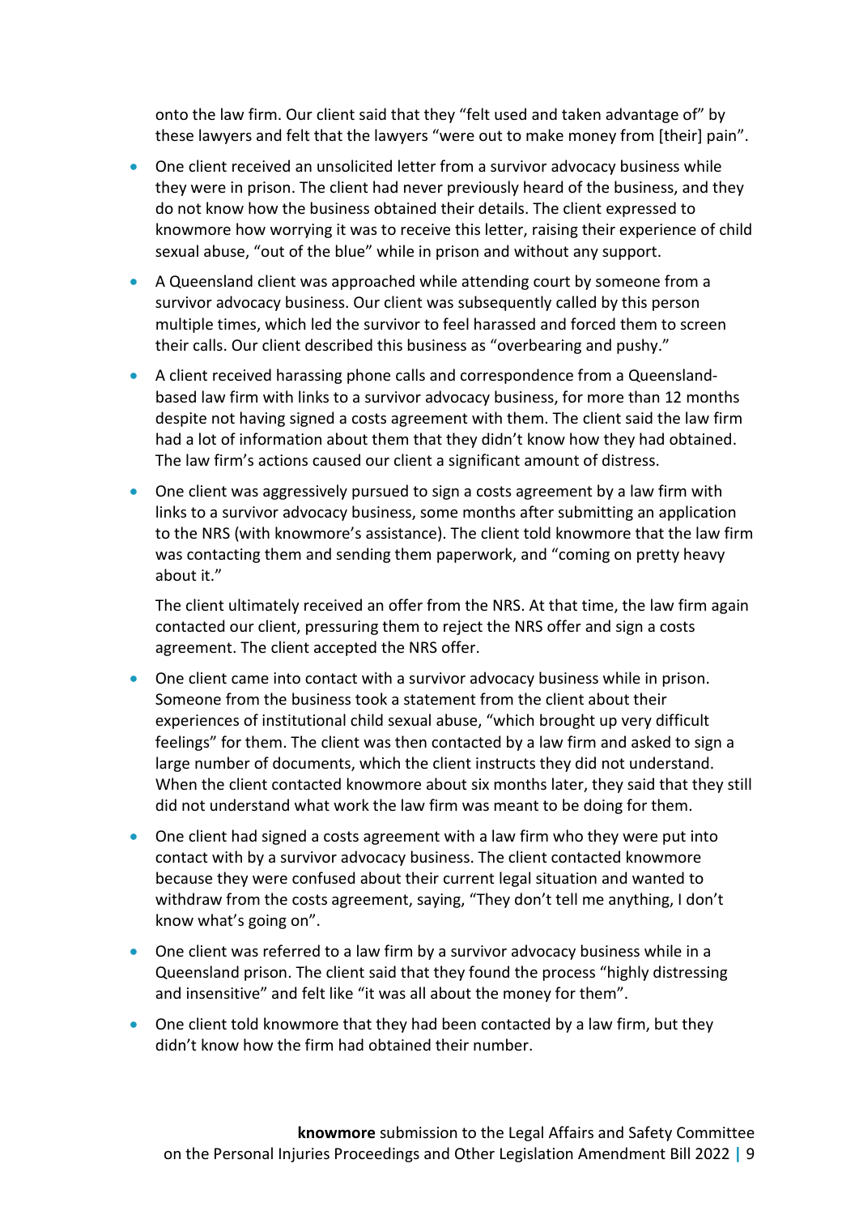onto the law firm. Our client said that they "felt used and taken advantage of" by these lawyers and felt that the lawyers "were out to make money from [their] pain".

- One client received an unsolicited letter from a survivor advocacy business while they were in prison. The client had never previously heard of the business, and they do not know how the business obtained their details. The client expressed to knowmore how worrying it was to receive this letter, raising their experience of child sexual abuse, "out of the blue" while in prison and without any support.
- A Queensland client was approached while attending court by someone from a survivor advocacy business. Our client was subsequently called by this person multiple times, which led the survivor to feel harassed and forced them to screen their calls. Our client described this business as "overbearing and pushy."
- A client received harassing phone calls and correspondence from a Queensland-based law firm with links to a survivor advocacy business, for more than 12 months despite not having signed a costs agreement with them. The client said the law firm had a lot of information about them that they didn't know how they had obtained. The law firm's actions caused our client a significant amount of distress.
- One client was aggressively pursued to sign a costs agreement by a law firm with links to a survivor advocacy business, some months after submitting an application to the NRS (with knowmore's assistance). The client told knowmore that the law firm was contacting them and sending them paperwork, and "coming on pretty heavy about it."

  The client ultimately received an offer from the NRS. At that time, the law firm again contacted our client, pressuring them to reject the NRS offer and sign a costs agreement. The client accepted the NRS offer.
- One client came into contact with a survivor advocacy business while in prison. Someone from the business took a statement from the client about their experiences of institutional child sexual abuse, "which brought up very difficult feelings" for them. The client was then contacted by a law firm and asked to sign a large number of documents, which the client instructs they did not understand. When the client contacted knowmore about six months later, they said that they still did not understand what work the law firm was meant to be doing for them.
- One client had signed a costs agreement with a law firm who they were put into contact with by a survivor advocacy business. The client contacted knowmore because they were confused about their current legal situation and wanted to withdraw from the costs agreement, saying, "They don't tell me anything, I don't know what's going on".
- One client was referred to a law firm by a survivor advocacy business while in a Queensland prison. The client said that they found the process "highly distressing and insensitive" and felt like "it was all about the money for them".
- One client told knowmore that they had been contacted by a law firm, but they didn't know how the firm had obtained their number.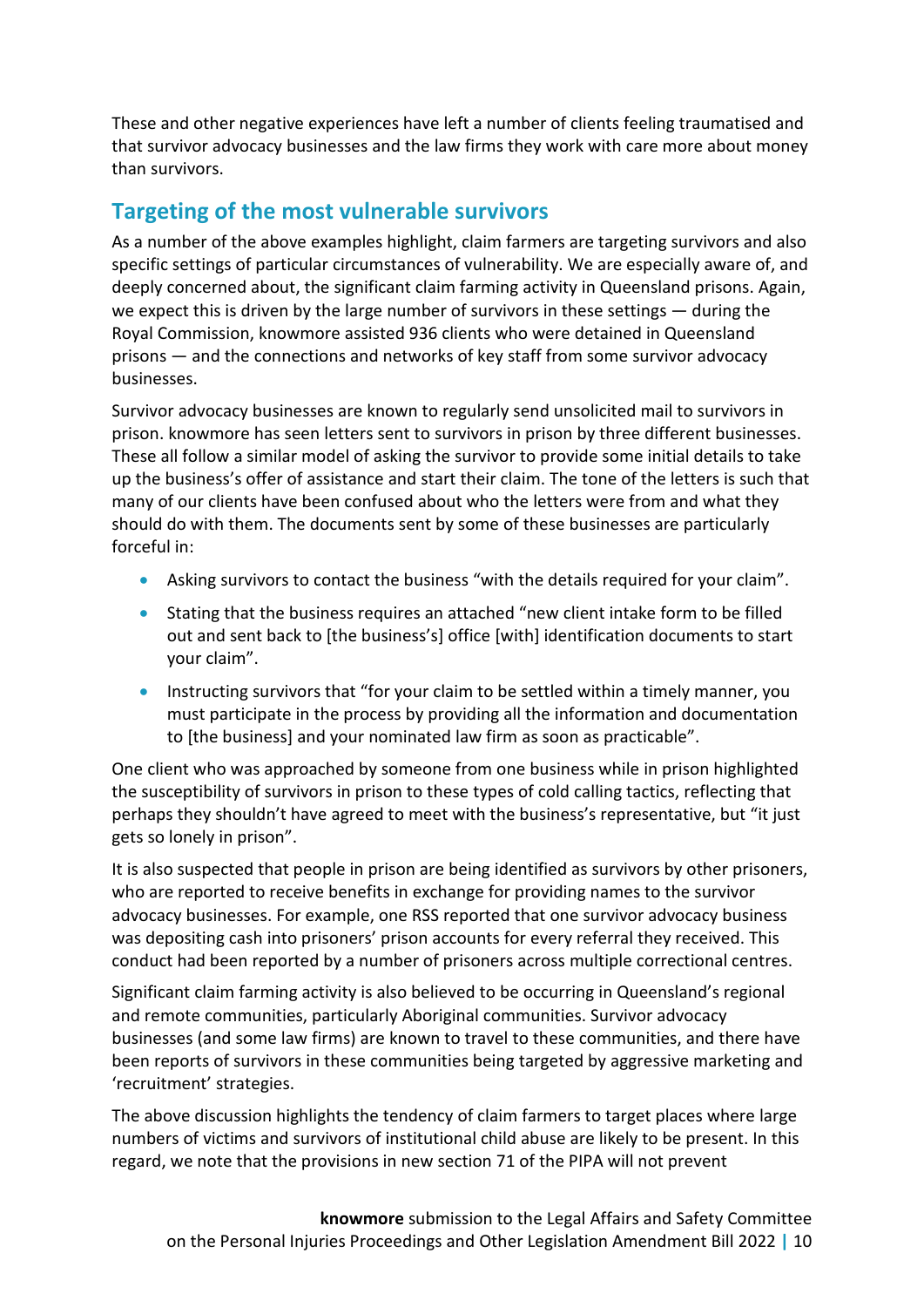These and other negative experiences have left a number of clients feeling traumatised and that survivor advocacy businesses and the law firms they work with care more about money than survivors.

## Targeting of the most vulnerable survivors

As a number of the above examples highlight, claim farmers are targeting survivors and also specific settings of particular circumstances of vulnerability. We are especially aware of, and deeply concerned about, the significant claim farming activity in Queensland prisons. Again, we expect this is driven by the large number of survivors in these settings — during the Royal Commission, knowmore assisted 936 clients who were detained in Queensland prisons — and the connections and networks of key staff from some survivor advocacy businesses.

Survivor advocacy businesses are known to regularly send unsolicited mail to survivors in prison. knowmore has seen letters sent to survivors in prison by three different businesses. These all follow a similar model of asking the survivor to provide some initial details to take up the business's offer of assistance and start their claim. The tone of the letters is such that many of our clients have been confused about who the letters were from and what they should do with them. The documents sent by some of these businesses are particularly forceful in:

- Asking survivors to contact the business "with the details required for your claim".
- Stating that the business requires an attached "new client intake form to be filled out and sent back to [the business's] office [with] identification documents to start your claim".
- Instructing survivors that "for your claim to be settled within a timely manner, you must participate in the process by providing all the information and documentation to [the business] and your nominated law firm as soon as practicable".

One client who was approached by someone from one business while in prison highlighted the susceptibility of survivors in prison to these types of cold calling tactics, reflecting that perhaps they shouldn't have agreed to meet with the business's representative, but "it just gets so lonely in prison".

It is also suspected that people in prison are being identified as survivors by other prisoners, who are reported to receive benefits in exchange for providing names to the survivor advocacy businesses. For example, one RSS reported that one survivor advocacy business was depositing cash into prisoners' prison accounts for every referral they received. This conduct had been reported by a number of prisoners across multiple correctional centres.

Significant claim farming activity is also believed to be occurring in Queensland's regional and remote communities, particularly Aboriginal communities. Survivor advocacy businesses (and some law firms) are known to travel to these communities, and there have been reports of survivors in these communities being targeted by aggressive marketing and 'recruitment' strategies.

The above discussion highlights the tendency of claim farmers to target places where large numbers of victims and survivors of institutional child abuse are likely to be present. In this regard, we note that the provisions in new section 71 of the PIPA will not prevent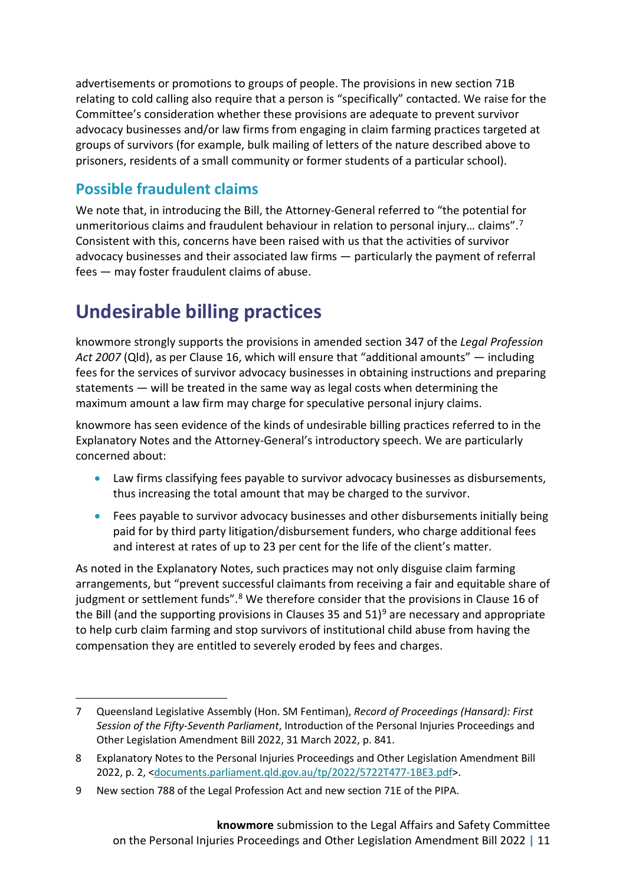advertisements or promotions to groups of people. The provisions in new section 71B relating to cold calling also require that a person is "specifically" contacted. We raise for the Committee's consideration whether these provisions are adequate to prevent survivor advocacy businesses and/or law firms from engaging in claim farming practices targeted at groups of survivors (for example, bulk mailing of letters of the nature described above to prisoners, residents of a small community or former students of a particular school).

## Possible fraudulent claims

We note that, in introducing the Bill, the Attorney-General referred to "the potential for unmeritorious claims and fraudulent behaviour in relation to personal injury… claims".[7] Consistent with this, concerns have been raised with us that the activities of survivor advocacy businesses and their associated law firms — particularly the payment of referral fees — may foster fraudulent claims of abuse.

# Undesirable billing practices

knowmore strongly supports the provisions in amended section 347 of the *Legal Profession Act 2007* (Qld), as per Clause 16, which will ensure that "additional amounts" — including fees for the services of survivor advocacy businesses in obtaining instructions and preparing statements — will be treated in the same way as legal costs when determining the maximum amount a law firm may charge for speculative personal injury claims.

knowmore has seen evidence of the kinds of undesirable billing practices referred to in the Explanatory Notes and the Attorney-General's introductory speech. We are particularly concerned about:

- Law firms classifying fees payable to survivor advocacy businesses as disbursements, thus increasing the total amount that may be charged to the survivor.
- Fees payable to survivor advocacy businesses and other disbursements initially being paid for by third party litigation/disbursement funders, who charge additional fees and interest at rates of up to 23 per cent for the life of the client's matter.

As noted in the Explanatory Notes, such practices may not only disguise claim farming arrangements, but "prevent successful claimants from receiving a fair and equitable share of judgment or settlement funds".[8] We therefore consider that the provisions in Clause 16 of the Bill (and the supporting provisions in Clauses 35 and 51)[9] are necessary and appropriate to help curb claim farming and stop survivors of institutional child abuse from having the compensation they are entitled to severely eroded by fees and charges.

---

7 Queensland Legislative Assembly (Hon. SM Fentiman), *Record of Proceedings (Hansard): First Session of the Fifty-Seventh Parliament*, Introduction of the Personal Injuries Proceedings and Other Legislation Amendment Bill 2022, 31 March 2022, p. 841.

8 Explanatory Notes to the Personal Injuries Proceedings and Other Legislation Amendment Bill 2022, p. 2, <documents.parliament.qld.gov.au/tp/2022/5722T477-1BE3.pdf>.

9 New section 788 of the Legal Profession Act and new section 71E of the PIPA.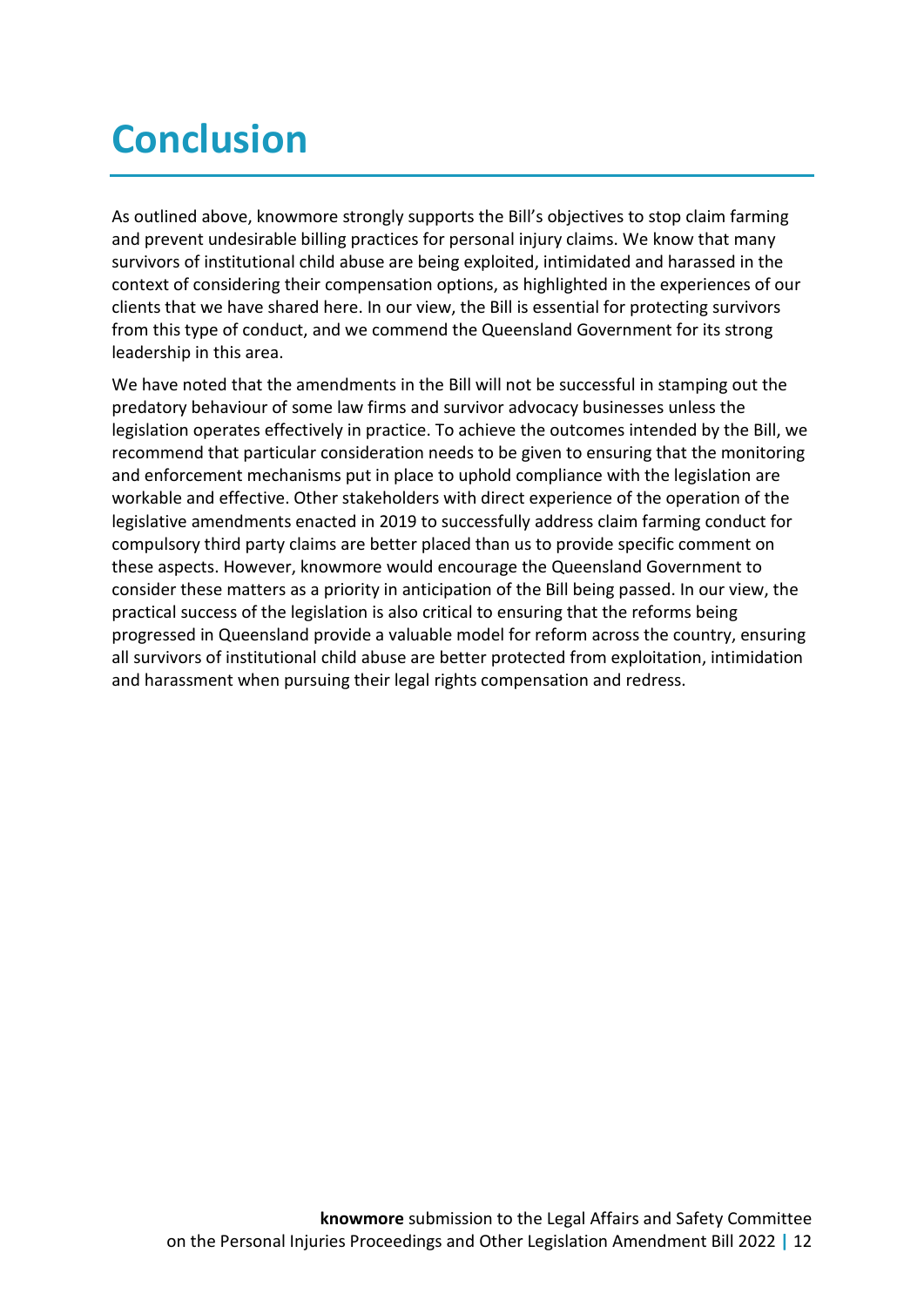# Conclusion

As outlined above, knowmore strongly supports the Bill's objectives to stop claim farming and prevent undesirable billing practices for personal injury claims. We know that many survivors of institutional child abuse are being exploited, intimidated and harassed in the context of considering their compensation options, as highlighted in the experiences of our clients that we have shared here. In our view, the Bill is essential for protecting survivors from this type of conduct, and we commend the Queensland Government for its strong leadership in this area.

We have noted that the amendments in the Bill will not be successful in stamping out the predatory behaviour of some law firms and survivor advocacy businesses unless the legislation operates effectively in practice. To achieve the outcomes intended by the Bill, we recommend that particular consideration needs to be given to ensuring that the monitoring and enforcement mechanisms put in place to uphold compliance with the legislation are workable and effective. Other stakeholders with direct experience of the operation of the legislative amendments enacted in 2019 to successfully address claim farming conduct for compulsory third party claims are better placed than us to provide specific comment on these aspects. However, knowmore would encourage the Queensland Government to consider these matters as a priority in anticipation of the Bill being passed. In our view, the practical success of the legislation is also critical to ensuring that the reforms being progressed in Queensland provide a valuable model for reform across the country, ensuring all survivors of institutional child abuse are better protected from exploitation, intimidation and harassment when pursuing their legal rights compensation and redress.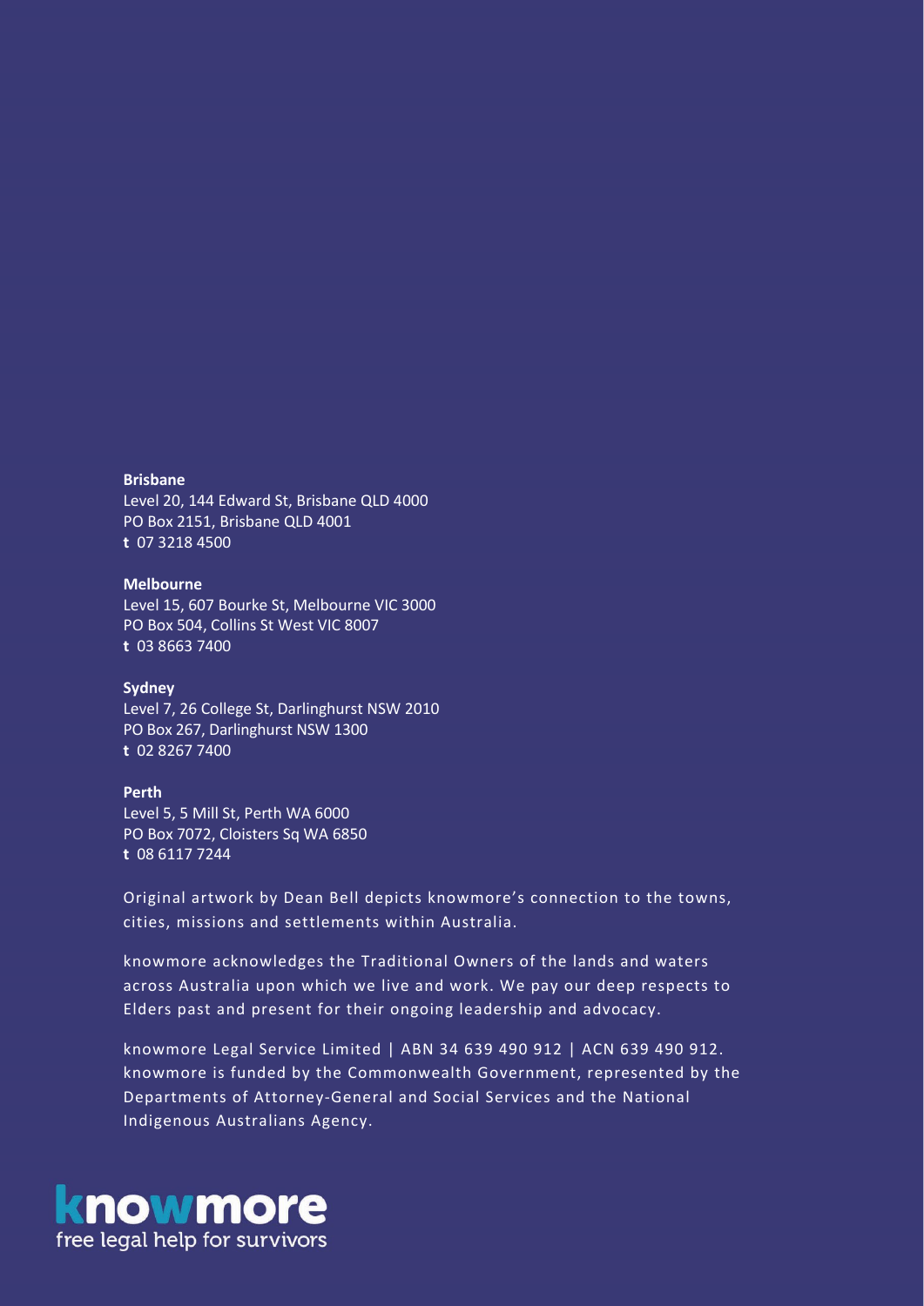**Brisbane**
Level 20, 144 Edward St, Brisbane QLD 4000
PO Box 2151, Brisbane QLD 4001
**t** 07 3218 4500

**Melbourne**
Level 15, 607 Bourke St, Melbourne VIC 3000
PO Box 504, Collins St West VIC 8007
**t** 03 8663 7400

**Sydney**
Level 7, 26 College St, Darlinghurst NSW 2010
PO Box 267, Darlinghurst NSW 1300
**t** 02 8267 7400

**Perth**
Level 5, 5 Mill St, Perth WA 6000
PO Box 7072, Cloisters Sq WA 6850
**t** 08 6117 7244

Original artwork by Dean Bell depicts knowmore's connection to the towns, cities, missions and settlements within Australia.

knowmore acknowledges the Traditional Owners of the lands and waters across Australia upon which we live and work. We pay our deep respects to Elders past and present for their ongoing leadership and advocacy.

knowmore Legal Service Limited | ABN 34 639 490 912 | ACN 639 490 912. knowmore is funded by the Commonwealth Government, represented by the Departments of Attorney-General and Social Services and the National Indigenous Australians Agency.

knowmore
free legal help for survivors